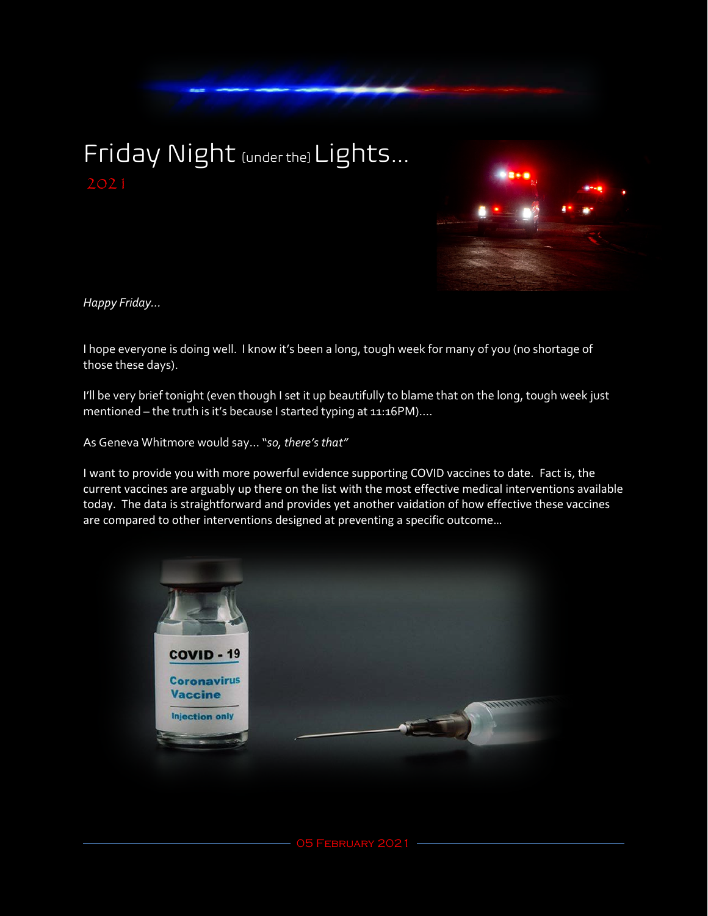# Friday Night (under the) Lights…

2021

*Happy Friday…*

I hope everyone is doing well. I know it's been a long, tough week for many of you (no shortage of those these days).

I'll be very brief tonight (even though I set it up beautifully to blame that on the long, tough week just mentioned – the truth is it's because I started typing at 11:16PM)….

As Geneva Whitmore would say… "*so, there's that"*

I want to provide you with more powerful evidence supporting COVID vaccines to date. Fact is, the current vaccines are arguably up there on the list with the most effective medical interventions available today. The data is straightforward and provides yet another vaidation of how effective these vaccines are compared to other interventions designed at preventing a specific outcome…

05 February 2021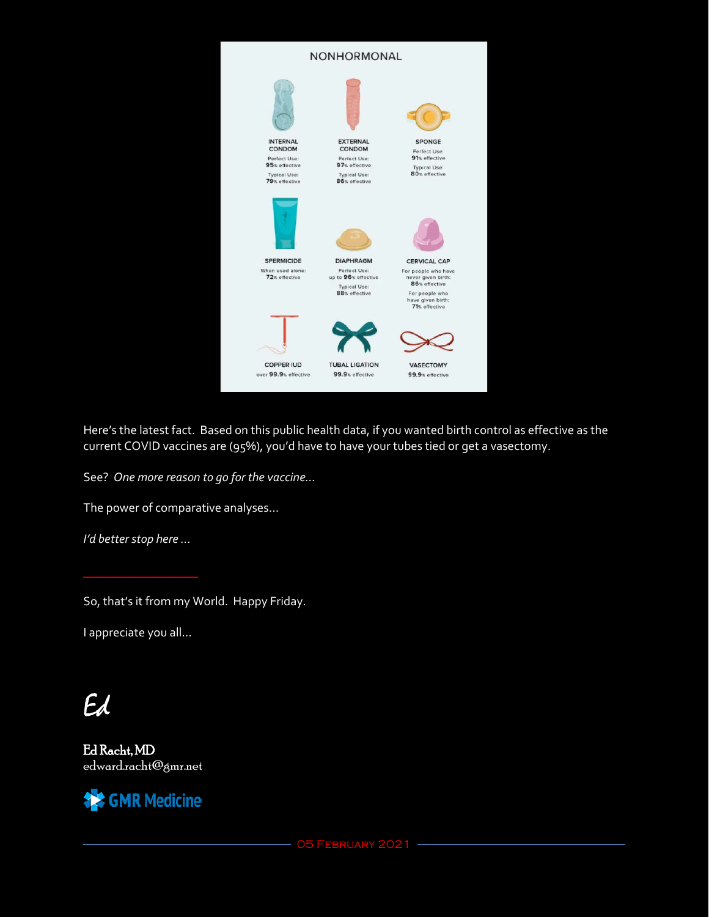NONHORMONAL

INTERNAL CONDOM
Perfect Use: 95% effective
Typical Use: 79% effective

EXTERNAL CONDOM
Perfect Use: 97% effective
Typical Use: 86% effective

SPONGE
Perfect Use: 91% effective
Typical Use: 80% effective

SPERMICIDE
When used alone: 72% effective

DIAPHRAGM
Perfect Use: up to 96% effective
Typical Use: 88% effective

CERVICAL CAP
For people who have never given birth: 86% effective
For people who have given birth: 71% effective

COPPER IUD
over 99.9% effective

TUBAL LIGATION
99.9% effective

VASECTOMY
99.9% effective

Here's the latest fact. Based on this public health data, if you wanted birth control as effective as the current COVID vaccines are (95%), you'd have to have your tubes tied or get a vasectomy.

See? *One more reason to go for the vaccine…*

The power of comparative analyses…

*I'd better stop here …*

---

So, that's it from my World. Happy Friday.

I appreciate you all…

*Ed*

**Ed Racht, MD**
edward.racht@gmr.net

GMR Medicine